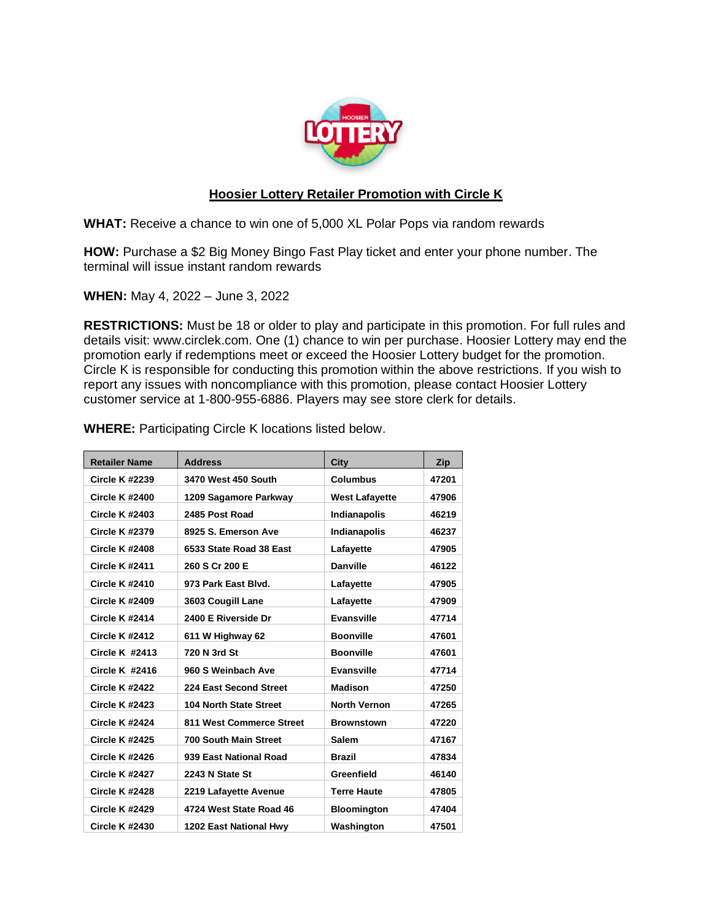## Hoosier Lottery Retailer Promotion with Circle K

**WHAT:** Receive a chance to win one of 5,000 XL Polar Pops via random rewards

**HOW:** Purchase a $2 Big Money Bingo Fast Play ticket and enter your phone number. The terminal will issue instant random rewards

**WHEN:** May 4, 2022 – June 3, 2022

**RESTRICTIONS:** Must be 18 or older to play and participate in this promotion. For full rules and details visit: www.circlek.com. One (1) chance to win per purchase. Hoosier Lottery may end the promotion early if redemptions meet or exceed the Hoosier Lottery budget for the promotion. Circle K is responsible for conducting this promotion within the above restrictions. If you wish to report any issues with noncompliance with this promotion, please contact Hoosier Lottery customer service at 1-800-955-6886. Players may see store clerk for details.

**WHERE:** Participating Circle K locations listed below.

| Retailer Name | Address | City | Zip |
|---|---|---|---|
| Circle K #2239 | 3470 West 450 South | Columbus | 47201 |
| Circle K #2400 | 1209 Sagamore Parkway | West Lafayette | 47906 |
| Circle K #2403 | 2485 Post Road | Indianapolis | 46219 |
| Circle K #2379 | 8925 S. Emerson Ave | Indianapolis | 46237 |
| Circle K #2408 | 6533 State Road 38 East | Lafayette | 47905 |
| Circle K #2411 | 260 S Cr 200 E | Danville | 46122 |
| Circle K #2410 | 973 Park East Blvd. | Lafayette | 47905 |
| Circle K #2409 | 3603 Cougill Lane | Lafayette | 47909 |
| Circle K #2414 | 2400 E Riverside Dr | Evansville | 47714 |
| Circle K #2412 | 611 W Highway 62 | Boonville | 47601 |
| Circle K #2413 | 720 N 3rd St | Boonville | 47601 |
| Circle K #2416 | 960 S Weinbach Ave | Evansville | 47714 |
| Circle K #2422 | 224 East Second Street | Madison | 47250 |
| Circle K #2423 | 104 North State Street | North Vernon | 47265 |
| Circle K #2424 | 811 West Commerce Street | Brownstown | 47220 |
| Circle K #2425 | 700 South Main Street | Salem | 47167 |
| Circle K #2426 | 939 East National Road | Brazil | 47834 |
| Circle K #2427 | 2243 N State St | Greenfield | 46140 |
| Circle K #2428 | 2219 Lafayette Avenue | Terre Haute | 47805 |
| Circle K #2429 | 4724 West State Road 46 | Bloomington | 47404 |
| Circle K #2430 | 1202 East National Hwy | Washington | 47501 |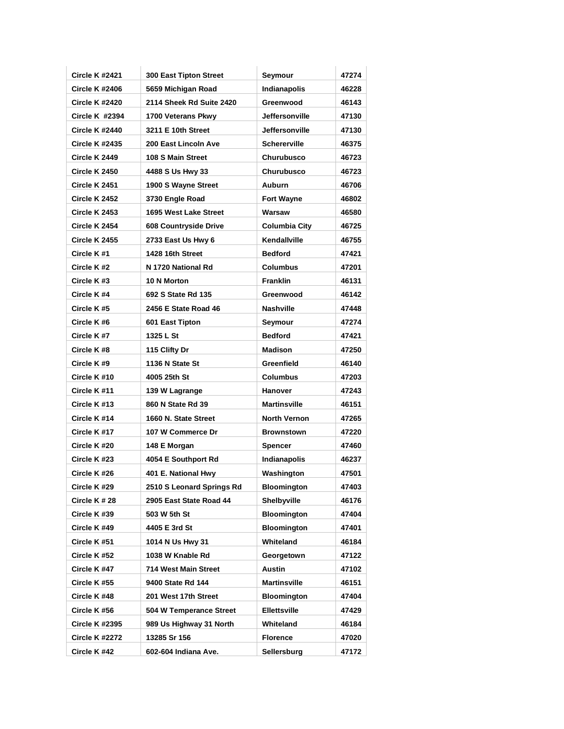| Circle K #2421 | 300 East Tipton Street | Seymour | 47274 |
|---|---|---|---|
| Circle K #2406 | 5659 Michigan Road | Indianapolis | 46228 |
| Circle K #2420 | 2114 Sheek Rd Suite 2420 | Greenwood | 46143 |
| Circle K  #2394 | 1700 Veterans Pkwy | Jeffersonville | 47130 |
| Circle K #2440 | 3211 E 10th Street | Jeffersonville | 47130 |
| Circle K #2435 | 200 East Lincoln Ave | Schererville | 46375 |
| Circle K 2449 | 108 S Main Street | Churubusco | 46723 |
| Circle K 2450 | 4488 S Us Hwy 33 | Churubusco | 46723 |
| Circle K 2451 | 1900 S Wayne Street | Auburn | 46706 |
| Circle K 2452 | 3730 Engle Road | Fort Wayne | 46802 |
| Circle K 2453 | 1695 West Lake Street | Warsaw | 46580 |
| Circle K 2454 | 608 Countryside Drive | Columbia City | 46725 |
| Circle K 2455 | 2733 East Us Hwy 6 | Kendallville | 46755 |
| Circle K #1 | 1428 16th Street | Bedford | 47421 |
| Circle K #2 | N 1720 National Rd | Columbus | 47201 |
| Circle K #3 | 10 N Morton | Franklin | 46131 |
| Circle K #4 | 692 S State Rd 135 | Greenwood | 46142 |
| Circle K #5 | 2456 E State Road 46 | Nashville | 47448 |
| Circle K #6 | 601 East Tipton | Seymour | 47274 |
| Circle K #7 | 1325 L St | Bedford | 47421 |
| Circle K #8 | 115 Clifty Dr | Madison | 47250 |
| Circle K #9 | 1136 N State St | Greenfield | 46140 |
| Circle K #10 | 4005 25th St | Columbus | 47203 |
| Circle K #11 | 139 W Lagrange | Hanover | 47243 |
| Circle K #13 | 860 N State Rd 39 | Martinsville | 46151 |
| Circle K #14 | 1660 N. State Street | North Vernon | 47265 |
| Circle K #17 | 107 W Commerce Dr | Brownstown | 47220 |
| Circle K #20 | 148 E Morgan | Spencer | 47460 |
| Circle K #23 | 4054 E Southport Rd | Indianapolis | 46237 |
| Circle K #26 | 401 E. National Hwy | Washington | 47501 |
| Circle K #29 | 2510 S Leonard Springs Rd | Bloomington | 47403 |
| Circle K # 28 | 2905 East State Road 44 | Shelbyville | 46176 |
| Circle K #39 | 503 W 5th St | Bloomington | 47404 |
| Circle K #49 | 4405 E 3rd St | Bloomington | 47401 |
| Circle K #51 | 1014 N Us Hwy 31 | Whiteland | 46184 |
| Circle K #52 | 1038 W Knable Rd | Georgetown | 47122 |
| Circle K #47 | 714 West Main Street | Austin | 47102 |
| Circle K #55 | 9400 State Rd 144 | Martinsville | 46151 |
| Circle K #48 | 201 West 17th Street | Bloomington | 47404 |
| Circle K #56 | 504 W Temperance Street | Ellettsville | 47429 |
| Circle K #2395 | 989 Us Highway 31 North | Whiteland | 46184 |
| Circle K #2272 | 13285 Sr 156 | Florence | 47020 |
| Circle K #42 | 602-604 Indiana Ave. | Sellersburg | 47172 |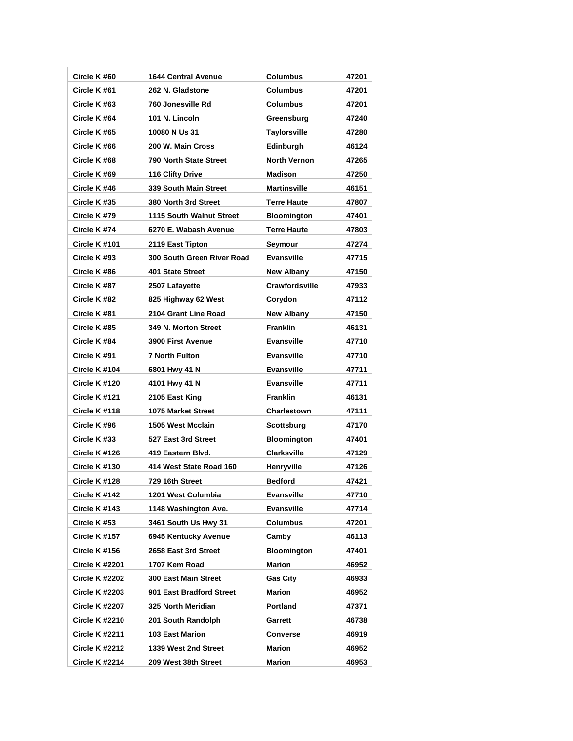| Circle K #60 | 1644 Central Avenue | Columbus | 47201 |
|---|---|---|---|
| Circle K #61 | 262 N. Gladstone | Columbus | 47201 |
| Circle K #63 | 760 Jonesville Rd | Columbus | 47201 |
| Circle K #64 | 101 N. Lincoln | Greensburg | 47240 |
| Circle K #65 | 10080 N Us 31 | Taylorsville | 47280 |
| Circle K #66 | 200 W. Main Cross | Edinburgh | 46124 |
| Circle K #68 | 790 North State Street | North Vernon | 47265 |
| Circle K #69 | 116 Clifty Drive | Madison | 47250 |
| Circle K #46 | 339 South Main Street | Martinsville | 46151 |
| Circle K #35 | 380 North 3rd Street | Terre Haute | 47807 |
| Circle K #79 | 1115 South Walnut Street | Bloomington | 47401 |
| Circle K #74 | 6270 E. Wabash Avenue | Terre Haute | 47803 |
| Circle K #101 | 2119 East Tipton | Seymour | 47274 |
| Circle K #93 | 300 South Green River Road | Evansville | 47715 |
| Circle K #86 | 401 State Street | New Albany | 47150 |
| Circle K #87 | 2507 Lafayette | Crawfordsville | 47933 |
| Circle K #82 | 825 Highway 62 West | Corydon | 47112 |
| Circle K #81 | 2104 Grant Line Road | New Albany | 47150 |
| Circle K #85 | 349 N. Morton Street | Franklin | 46131 |
| Circle K #84 | 3900 First Avenue | Evansville | 47710 |
| Circle K #91 | 7 North Fulton | Evansville | 47710 |
| Circle K #104 | 6801 Hwy 41 N | Evansville | 47711 |
| Circle K #120 | 4101 Hwy 41 N | Evansville | 47711 |
| Circle K #121 | 2105 East King | Franklin | 46131 |
| Circle K #118 | 1075 Market Street | Charlestown | 47111 |
| Circle K #96 | 1505 West Mcclain | Scottsburg | 47170 |
| Circle K #33 | 527 East 3rd Street | Bloomington | 47401 |
| Circle K #126 | 419 Eastern Blvd. | Clarksville | 47129 |
| Circle K #130 | 414 West State Road 160 | Henryville | 47126 |
| Circle K #128 | 729 16th Street | Bedford | 47421 |
| Circle K #142 | 1201 West Columbia | Evansville | 47710 |
| Circle K #143 | 1148 Washington Ave. | Evansville | 47714 |
| Circle K #53 | 3461 South Us Hwy 31 | Columbus | 47201 |
| Circle K #157 | 6945 Kentucky Avenue | Camby | 46113 |
| Circle K #156 | 2658 East 3rd Street | Bloomington | 47401 |
| Circle K #2201 | 1707 Kem Road | Marion | 46952 |
| Circle K #2202 | 300 East Main Street | Gas City | 46933 |
| Circle K #2203 | 901 East Bradford Street | Marion | 46952 |
| Circle K #2207 | 325 North Meridian | Portland | 47371 |
| Circle K #2210 | 201 South Randolph | Garrett | 46738 |
| Circle K #2211 | 103 East Marion | Converse | 46919 |
| Circle K #2212 | 1339 West 2nd Street | Marion | 46952 |
| Circle K #2214 | 209 West 38th Street | Marion | 46953 |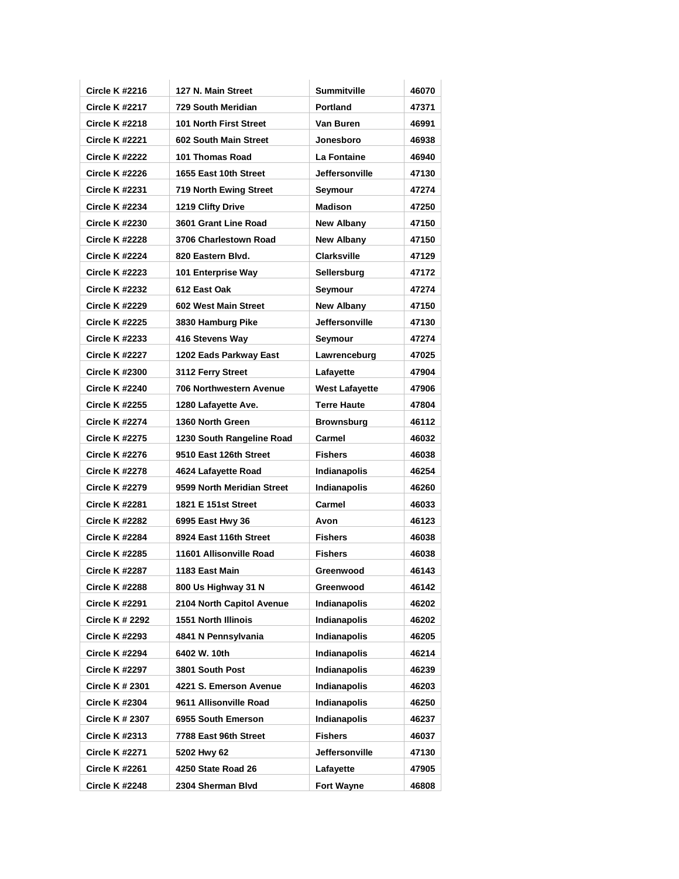| Circle K #2216 | 127 N. Main Street | Summitville | 46070 |
|---|---|---|---|
| Circle K #2217 | 729 South Meridian | Portland | 47371 |
| Circle K #2218 | 101 North First Street | Van Buren | 46991 |
| Circle K #2221 | 602 South Main Street | Jonesboro | 46938 |
| Circle K #2222 | 101 Thomas Road | La Fontaine | 46940 |
| Circle K #2226 | 1655 East 10th Street | Jeffersonville | 47130 |
| Circle K #2231 | 719 North Ewing Street | Seymour | 47274 |
| Circle K #2234 | 1219 Clifty Drive | Madison | 47250 |
| Circle K #2230 | 3601 Grant Line Road | New Albany | 47150 |
| Circle K #2228 | 3706 Charlestown Road | New Albany | 47150 |
| Circle K #2224 | 820 Eastern Blvd. | Clarksville | 47129 |
| Circle K #2223 | 101 Enterprise Way | Sellersburg | 47172 |
| Circle K #2232 | 612 East Oak | Seymour | 47274 |
| Circle K #2229 | 602 West Main Street | New Albany | 47150 |
| Circle K #2225 | 3830 Hamburg Pike | Jeffersonville | 47130 |
| Circle K #2233 | 416 Stevens Way | Seymour | 47274 |
| Circle K #2227 | 1202 Eads Parkway East | Lawrenceburg | 47025 |
| Circle K #2300 | 3112 Ferry Street | Lafayette | 47904 |
| Circle K #2240 | 706 Northwestern Avenue | West Lafayette | 47906 |
| Circle K #2255 | 1280 Lafayette Ave. | Terre Haute | 47804 |
| Circle K #2274 | 1360 North Green | Brownsburg | 46112 |
| Circle K #2275 | 1230 South Rangeline Road | Carmel | 46032 |
| Circle K #2276 | 9510 East 126th Street | Fishers | 46038 |
| Circle K #2278 | 4624 Lafayette Road | Indianapolis | 46254 |
| Circle K #2279 | 9599 North Meridian Street | Indianapolis | 46260 |
| Circle K #2281 | 1821 E 151st Street | Carmel | 46033 |
| Circle K #2282 | 6995 East Hwy 36 | Avon | 46123 |
| Circle K #2284 | 8924 East 116th Street | Fishers | 46038 |
| Circle K #2285 | 11601 Allisonville Road | Fishers | 46038 |
| Circle K #2287 | 1183 East Main | Greenwood | 46143 |
| Circle K #2288 | 800 Us Highway 31 N | Greenwood | 46142 |
| Circle K #2291 | 2104 North Capitol Avenue | Indianapolis | 46202 |
| Circle K # 2292 | 1551 North Illinois | Indianapolis | 46202 |
| Circle K #2293 | 4841 N Pennsylvania | Indianapolis | 46205 |
| Circle K #2294 | 6402 W. 10th | Indianapolis | 46214 |
| Circle K #2297 | 3801 South Post | Indianapolis | 46239 |
| Circle K # 2301 | 4221 S. Emerson Avenue | Indianapolis | 46203 |
| Circle K #2304 | 9611 Allisonville Road | Indianapolis | 46250 |
| Circle K # 2307 | 6955 South Emerson | Indianapolis | 46237 |
| Circle K #2313 | 7788 East 96th Street | Fishers | 46037 |
| Circle K #2271 | 5202 Hwy 62 | Jeffersonville | 47130 |
| Circle K #2261 | 4250 State Road 26 | Lafayette | 47905 |
| Circle K #2248 | 2304 Sherman Blvd | Fort Wayne | 46808 |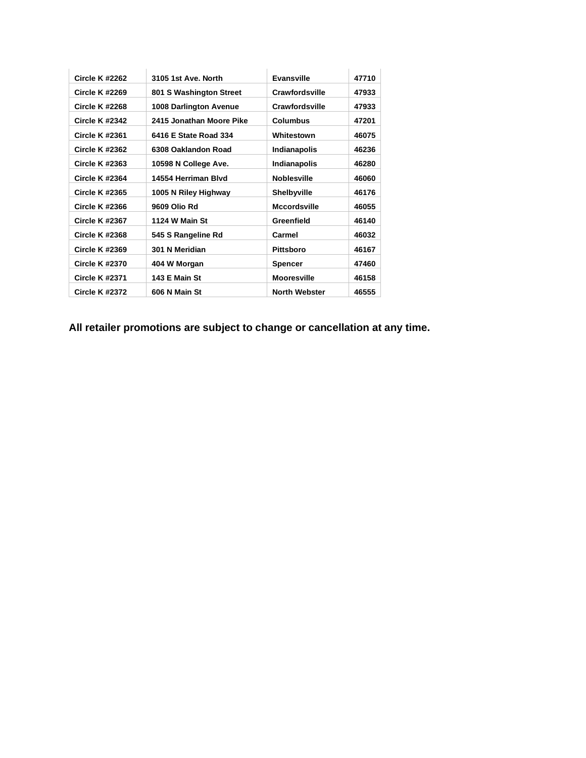| | | | |
|---|---|---|---|
| **Circle K #2262** | **3105 1st Ave. North** | **Evansville** | **47710** |
| **Circle K #2269** | **801 S Washington Street** | **Crawfordsville** | **47933** |
| **Circle K #2268** | **1008 Darlington Avenue** | **Crawfordsville** | **47933** |
| **Circle K #2342** | **2415 Jonathan Moore Pike** | **Columbus** | **47201** |
| **Circle K #2361** | **6416 E State Road 334** | **Whitestown** | **46075** |
| **Circle K #2362** | **6308 Oaklandon Road** | **Indianapolis** | **46236** |
| **Circle K #2363** | **10598 N College Ave.** | **Indianapolis** | **46280** |
| **Circle K #2364** | **14554 Herriman Blvd** | **Noblesville** | **46060** |
| **Circle K #2365** | **1005 N Riley Highway** | **Shelbyville** | **46176** |
| **Circle K #2366** | **9609 Olio Rd** | **Mccordsville** | **46055** |
| **Circle K #2367** | **1124 W Main St** | **Greenfield** | **46140** |
| **Circle K #2368** | **545 S Rangeline Rd** | **Carmel** | **46032** |
| **Circle K #2369** | **301 N Meridian** | **Pittsboro** | **46167** |
| **Circle K #2370** | **404 W Morgan** | **Spencer** | **47460** |
| **Circle K #2371** | **143 E Main St** | **Mooresville** | **46158** |
| **Circle K #2372** | **606 N Main St** | **North Webster** | **46555** |

**All retailer promotions are subject to change or cancellation at any time.**